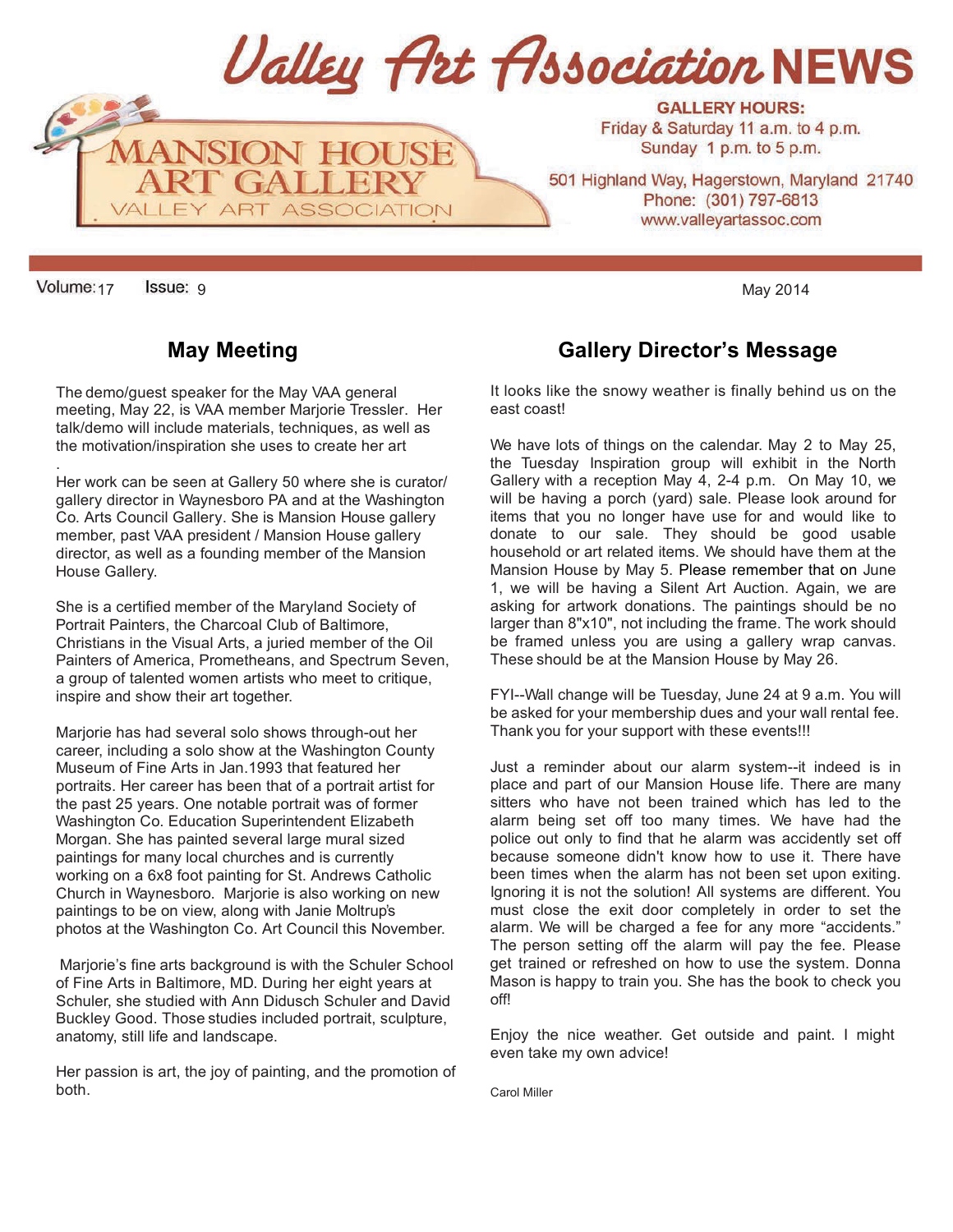# Valley Art Association NEWS

MANSION HOUSE ART GALLERY
VALLEY ART ASSOCIATION

**GALLERY HOURS:**
Friday & Saturday 11 a.m. to 4 p.m.
Sunday 1 p.m. to 5 p.m.

501 Highland Way, Hagerstown, Maryland 21740
Phone: (301) 797-6813
www.valleyartassoc.com

Volume: 17 Issue: 9 May 2014

## May Meeting

The demo/guest speaker for the May VAA general meeting, May 22, is VAA member Marjorie Tressler. Her talk/demo will include materials, techniques, as well as the motivation/inspiration she uses to create her art.

Her work can be seen at Gallery 50 where she is curator/ gallery director in Waynesboro PA and at the Washington Co. Arts Council Gallery. She is Mansion House gallery member, past VAA president / Mansion House gallery director, as well as a founding member of the Mansion House Gallery.

She is a certified member of the Maryland Society of Portrait Painters, the Charcoal Club of Baltimore, Christians in the Visual Arts, a juried member of the Oil Painters of America, Prometheans, and Spectrum Seven, a group of talented women artists who meet to critique, inspire and show their art together.

Marjorie has had several solo shows through-out her career, including a solo show at the Washington County Museum of Fine Arts in Jan.1993 that featured her portraits. Her career has been that of a portrait artist for the past 25 years. One notable portrait was of former Washington Co. Education Superintendent Elizabeth Morgan. She has painted several large mural sized paintings for many local churches and is currently working on a 6x8 foot painting for St. Andrews Catholic Church in Waynesboro. Marjorie is also working on new paintings to be on view, along with Janie Moltrup's photos at the Washington Co. Art Council this November.

Marjorie's fine arts background is with the Schuler School of Fine Arts in Baltimore, MD. During her eight years at Schuler, she studied with Ann Didusch Schuler and David Buckley Good. Those studies included portrait, sculpture, anatomy, still life and landscape.

Her passion is art, the joy of painting, and the promotion of both.

## Gallery Director's Message

It looks like the snowy weather is finally behind us on the east coast!

We have lots of things on the calendar. May 2 to May 25, the Tuesday Inspiration group will exhibit in the North Gallery with a reception May 4, 2-4 p.m. On May 10, we will be having a porch (yard) sale. Please look around for items that you no longer have use for and would like to donate to our sale. They should be good usable household or art related items. We should have them at the Mansion House by May 5. Please remember that on June 1, we will be having a Silent Art Auction. Again, we are asking for artwork donations. The paintings should be no larger than 8"x10", not including the frame. The work should be framed unless you are using a gallery wrap canvas. These should be at the Mansion House by May 26.

FYI--Wall change will be Tuesday, June 24 at 9 a.m. You will be asked for your membership dues and your wall rental fee. Thank you for your support with these events!!!

Just a reminder about our alarm system--it indeed is in place and part of our Mansion House life. There are many sitters who have not been trained which has led to the alarm being set off too many times. We have had the police out only to find that he alarm was accidently set off because someone didn't know how to use it. There have been times when the alarm has not been set upon exiting. Ignoring it is not the solution! All systems are different. You must close the exit door completely in order to set the alarm. We will be charged a fee for any more "accidents." The person setting off the alarm will pay the fee. Please get trained or refreshed on how to use the system. Donna Mason is happy to train you. She has the book to check you off!

Enjoy the nice weather. Get outside and paint. I might even take my own advice!

Carol Miller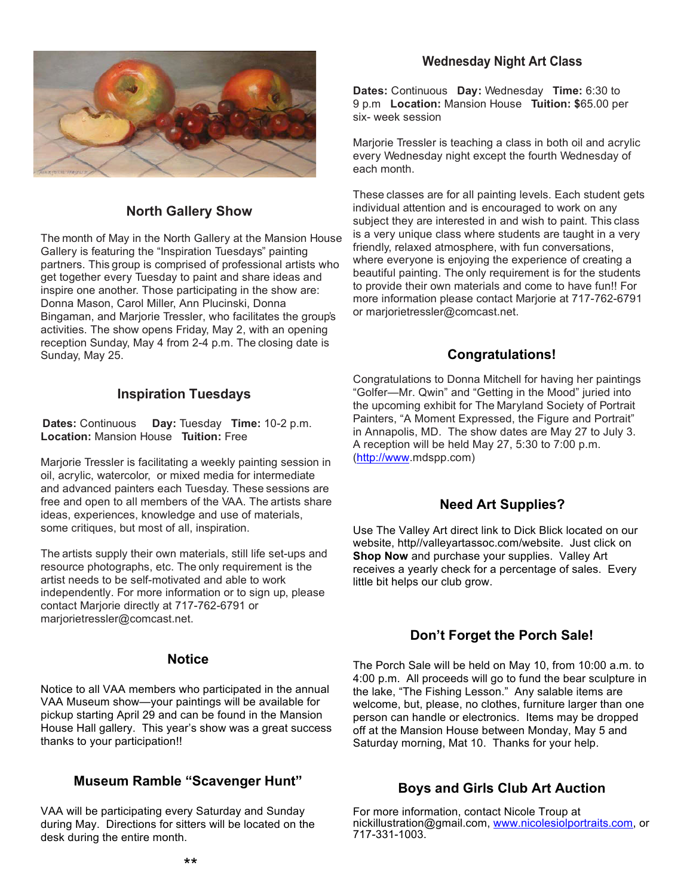## North Gallery Show

The month of May in the North Gallery at the Mansion House Gallery is featuring the "Inspiration Tuesdays" painting partners. This group is comprised of professional artists who get together every Tuesday to paint and share ideas and inspire one another. Those participating in the show are: Donna Mason, Carol Miller, Ann Plucinski, Donna Bingaman, and Marjorie Tressler, who facilitates the group's activities. The show opens Friday, May 2, with an opening reception Sunday, May 4 from 2-4 p.m. The closing date is Sunday, May 25.

## Inspiration Tuesdays

**Dates:** Continuous **Day:** Tuesday **Time:** 10-2 p.m. **Location:** Mansion House **Tuition:** Free

Marjorie Tressler is facilitating a weekly painting session in oil, acrylic, watercolor, or mixed media for intermediate and advanced painters each Tuesday. These sessions are free and open to all members of the VAA. The artists share ideas, experiences, knowledge and use of materials, some critiques, but most of all, inspiration.

The artists supply their own materials, still life set-ups and resource photographs, etc. The only requirement is the artist needs to be self-motivated and able to work independently. For more information or to sign up, please contact Marjorie directly at 717-762-6791 or marjorietressler@comcast.net.

## Notice

Notice to all VAA members who participated in the annual VAA Museum show—your paintings will be available for pickup starting April 29 and can be found in the Mansion House Hall gallery. This year's show was a great success thanks to your participation!!

## Museum Ramble "Scavenger Hunt"

VAA will be participating every Saturday and Sunday during May. Directions for sitters will be located on the desk during the entire month.

**

## Wednesday Night Art Class

**Dates:** Continuous **Day:** Wednesday **Time:** 6:30 to 9 p.m **Location:** Mansion House **Tuition:** $65.00 per six- week session

Marjorie Tressler is teaching a class in both oil and acrylic every Wednesday night except the fourth Wednesday of each month.

These classes are for all painting levels. Each student gets individual attention and is encouraged to work on any subject they are interested in and wish to paint. This class is a very unique class where students are taught in a very friendly, relaxed atmosphere, with fun conversations, where everyone is enjoying the experience of creating a beautiful painting. The only requirement is for the students to provide their own materials and come to have fun!! For more information please contact Marjorie at 717-762-6791 or marjorietressler@comcast.net.

## Congratulations!

Congratulations to Donna Mitchell for having her paintings "Golfer—Mr. Qwin" and "Getting in the Mood" juried into the upcoming exhibit for The Maryland Society of Portrait Painters, "A Moment Expressed, the Figure and Portrait" in Annapolis, MD. The show dates are May 27 to July 3. A reception will be held May 27, 5:30 to 7:00 p.m. (http://www.mdspp.com)

## Need Art Supplies?

Use The Valley Art direct link to Dick Blick located on our website, http//valleyartassoc.com/website. Just click on **Shop Now** and purchase your supplies. Valley Art receives a yearly check for a percentage of sales. Every little bit helps our club grow.

## Don't Forget the Porch Sale!

The Porch Sale will be held on May 10, from 10:00 a.m. to 4:00 p.m. All proceeds will go to fund the bear sculpture in the lake, "The Fishing Lesson." Any salable items are welcome, but, please, no clothes, furniture larger than one person can handle or electronics. Items may be dropped off at the Mansion House between Monday, May 5 and Saturday morning, Mat 10. Thanks for your help.

## Boys and Girls Club Art Auction

For more information, contact Nicole Troup at nickillustration@gmail.com, www.nicolesiolportraits.com, or 717-331-1003.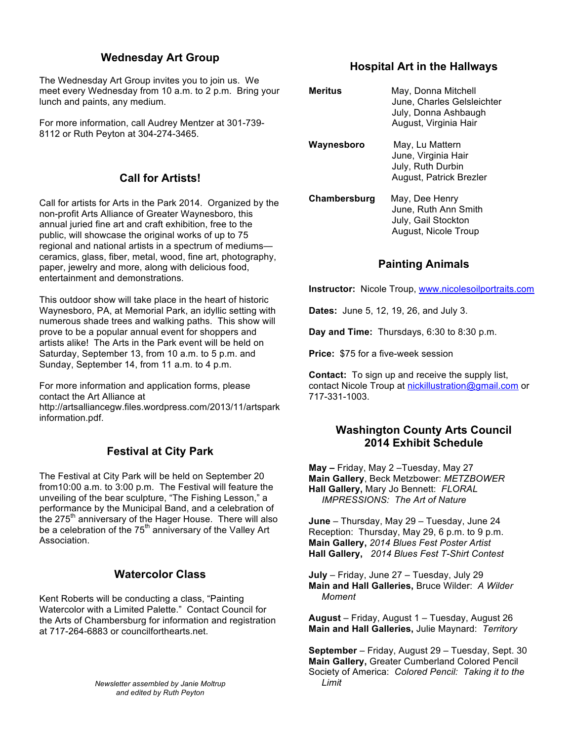## Wednesday Art Group

The Wednesday Art Group invites you to join us. We meet every Wednesday from 10 a.m. to 2 p.m. Bring your lunch and paints, any medium.

For more information, call Audrey Mentzer at 301-739-8112 or Ruth Peyton at 304-274-3465.

## Call for Artists!

Call for artists for Arts in the Park 2014. Organized by the non-profit Arts Alliance of Greater Waynesboro, this annual juried fine art and craft exhibition, free to the public, will showcase the original works of up to 75 regional and national artists in a spectrum of mediums—ceramics, glass, fiber, metal, wood, fine art, photography, paper, jewelry and more, along with delicious food, entertainment and demonstrations.

This outdoor show will take place in the heart of historic Waynesboro, PA, at Memorial Park, an idyllic setting with numerous shade trees and walking paths. This show will prove to be a popular annual event for shoppers and artists alike! The Arts in the Park event will be held on Saturday, September 13, from 10 a.m. to 5 p.m. and Sunday, September 14, from 11 a.m. to 4 p.m.

For more information and application forms, please contact the Art Alliance at http://artsalliancegw.files.wordpress.com/2013/11/artsparkinformation.pdf.

## Festival at City Park

The Festival at City Park will be held on September 20 from10:00 a.m. to 3:00 p.m. The Festival will feature the unveiling of the bear sculpture, "The Fishing Lesson," a performance by the Municipal Band, and a celebration of the 275th anniversary of the Hager House. There will also be a celebration of the 75th anniversary of the Valley Art Association.

## Watercolor Class

Kent Roberts will be conducting a class, "Painting Watercolor with a Limited Palette." Contact Council for the Arts of Chambersburg for information and registration at 717-264-6883 or councilforthearts.net.

*Newsletter assembled by Janie Moltrup and edited by Ruth Peyton*

## Hospital Art in the Hallways

**Meritus**
May, Donna Mitchell
June, Charles Gelsleichter
July, Donna Ashbaugh
August, Virginia Hair

**Waynesboro**
May, Lu Mattern
June, Virginia Hair
July, Ruth Durbin
August, Patrick Brezler

**Chambersburg**
May, Dee Henry
June, Ruth Ann Smith
July, Gail Stockton
August, Nicole Troup

## Painting Animals

**Instructor:** Nicole Troup, www.nicolesoilportraits.com

**Dates:** June 5, 12, 19, 26, and July 3.

**Day and Time:** Thursdays, 6:30 to 8:30 p.m.

**Price:** $75 for a five-week session

**Contact:** To sign up and receive the supply list, contact Nicole Troup at nickillustration@gmail.com or 717-331-1003.

## Washington County Arts Council 2014 Exhibit Schedule

**May –** Friday, May 2 –Tuesday, May 27
**Main Gallery**, Beck Metzbower: *METZBOWER*
**Hall Gallery,** Mary Jo Bennett: *FLORAL IMPRESSIONS: The Art of Nature*

**June** – Thursday, May 29 – Tuesday, June 24
Reception: Thursday, May 29, 6 p.m. to 9 p.m.
**Main Gallery,** *2014 Blues Fest Poster Artist*
**Hall Gallery,** *2014 Blues Fest T-Shirt Contest*

**July** – Friday, June 27 – Tuesday, July 29
**Main and Hall Galleries,** Bruce Wilder: *A Wilder Moment*

**August** – Friday, August 1 – Tuesday, August 26
**Main and Hall Galleries,** Julie Maynard: *Territory*

**September** – Friday, August 29 – Tuesday, Sept. 30
**Main Gallery,** Greater Cumberland Colored Pencil Society of America: *Colored Pencil: Taking it to the Limit*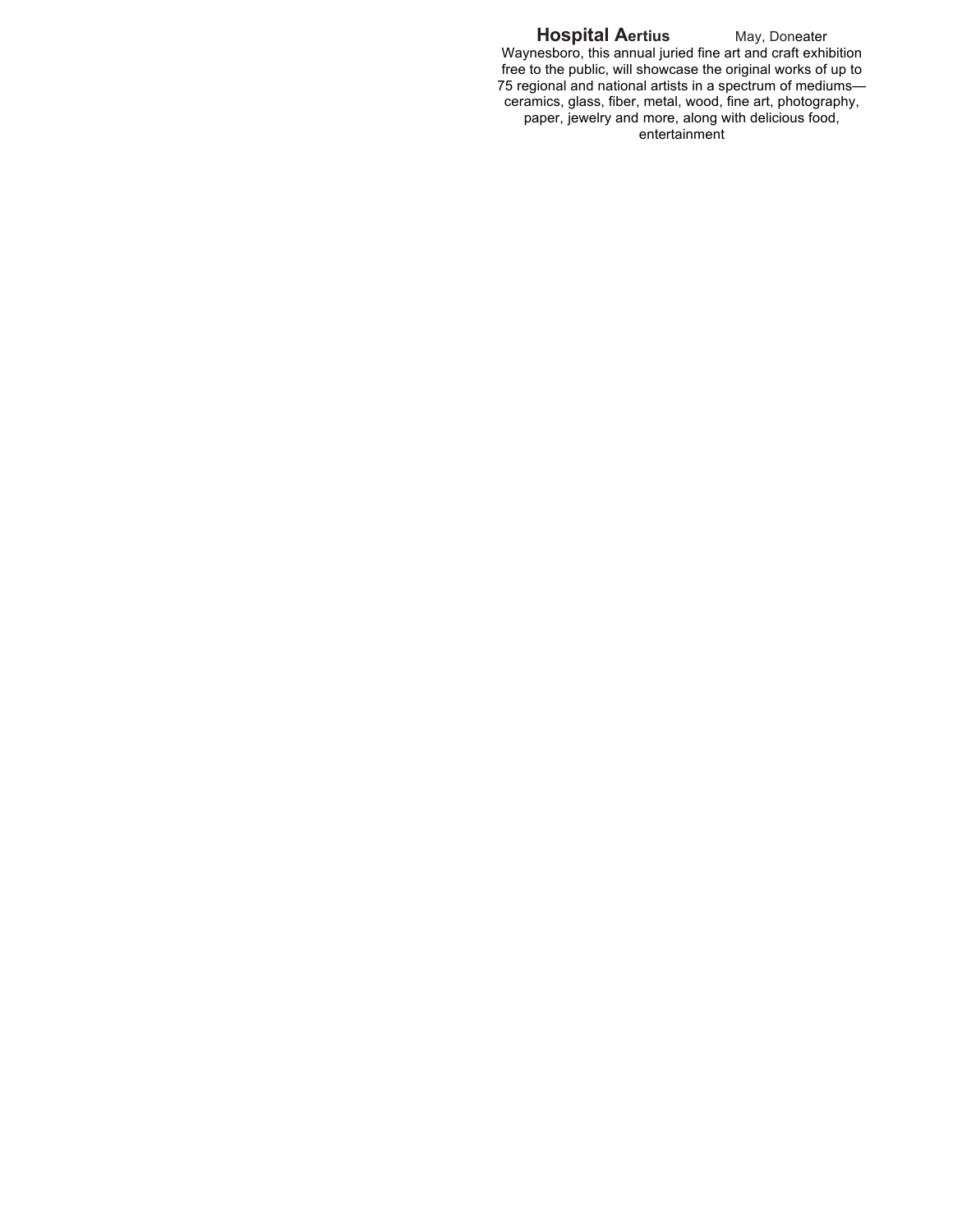**Hospital Aertius** May, Doneater

Waynesboro, this annual juried fine art and craft exhibition free to the public, will showcase the original works of up to 75 regional and national artists in a spectrum of mediums—ceramics, glass, fiber, metal, wood, fine art, photography, paper, jewelry and more, along with delicious food, entertainment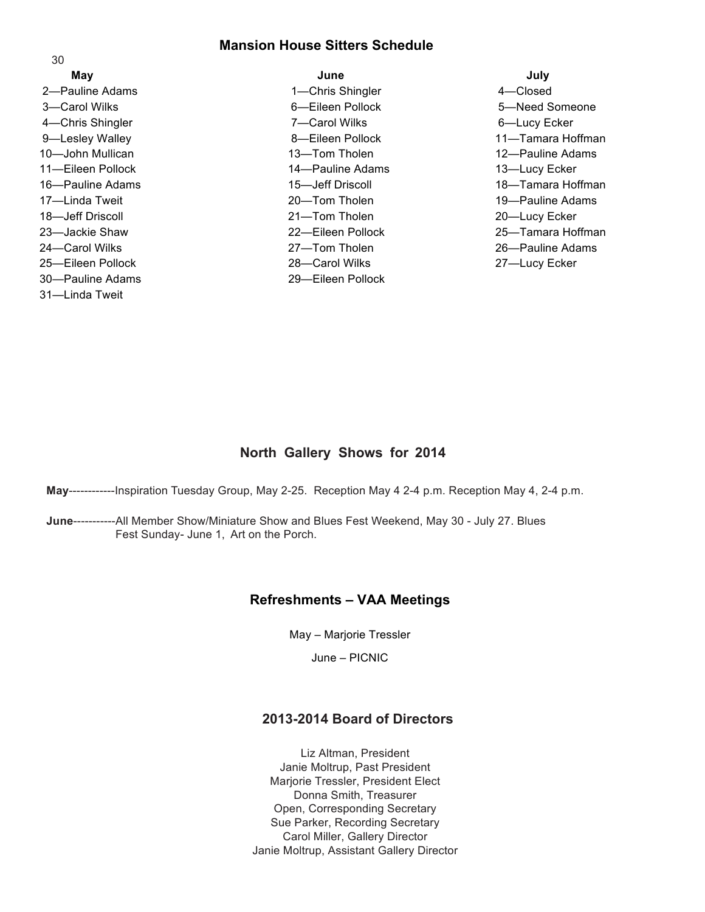## Mansion House Sitters Schedule

30

| May | June | July |
| --- | --- | --- |
| 2—Pauline Adams | 1—Chris Shingler | 4—Closed |
| 3—Carol Wilks | 6—Eileen Pollock | 5—Need Someone |
| 4—Chris Shingler | 7—Carol Wilks | 6—Lucy Ecker |
| 9—Lesley Walley | 8—Eileen Pollock | 11—Tamara Hoffman |
| 10—John Mullican | 13—Tom Tholen | 12—Pauline Adams |
| 11—Eileen Pollock | 14—Pauline Adams | 13—Lucy Ecker |
| 16—Pauline Adams | 15—Jeff Driscoll | 18—Tamara Hoffman |
| 17—Linda Tweit | 20—Tom Tholen | 19—Pauline Adams |
| 18—Jeff Driscoll | 21—Tom Tholen | 20—Lucy Ecker |
| 23—Jackie Shaw | 22—Eileen Pollock | 25—Tamara Hoffman |
| 24—Carol Wilks | 27—Tom Tholen | 26—Pauline Adams |
| 25—Eileen Pollock | 28—Carol Wilks | 27—Lucy Ecker |
| 30—Pauline Adams | 29—Eileen Pollock | |
| 31—Linda Tweit | | |

## North Gallery Shows for 2014

**May**------------Inspiration Tuesday Group, May 2-25. Reception May 4 2-4 p.m. Reception May 4, 2-4 p.m.

**June**-----------All Member Show/Miniature Show and Blues Fest Weekend, May 30 - July 27. Blues Fest Sunday- June 1, Art on the Porch.

## Refreshments – VAA Meetings

May – Marjorie Tressler

June – PICNIC

## 2013-2014 Board of Directors

Liz Altman, President
Janie Moltrup, Past President
Marjorie Tressler, President Elect
Donna Smith, Treasurer
Open, Corresponding Secretary
Sue Parker, Recording Secretary
Carol Miller, Gallery Director
Janie Moltrup, Assistant Gallery Director